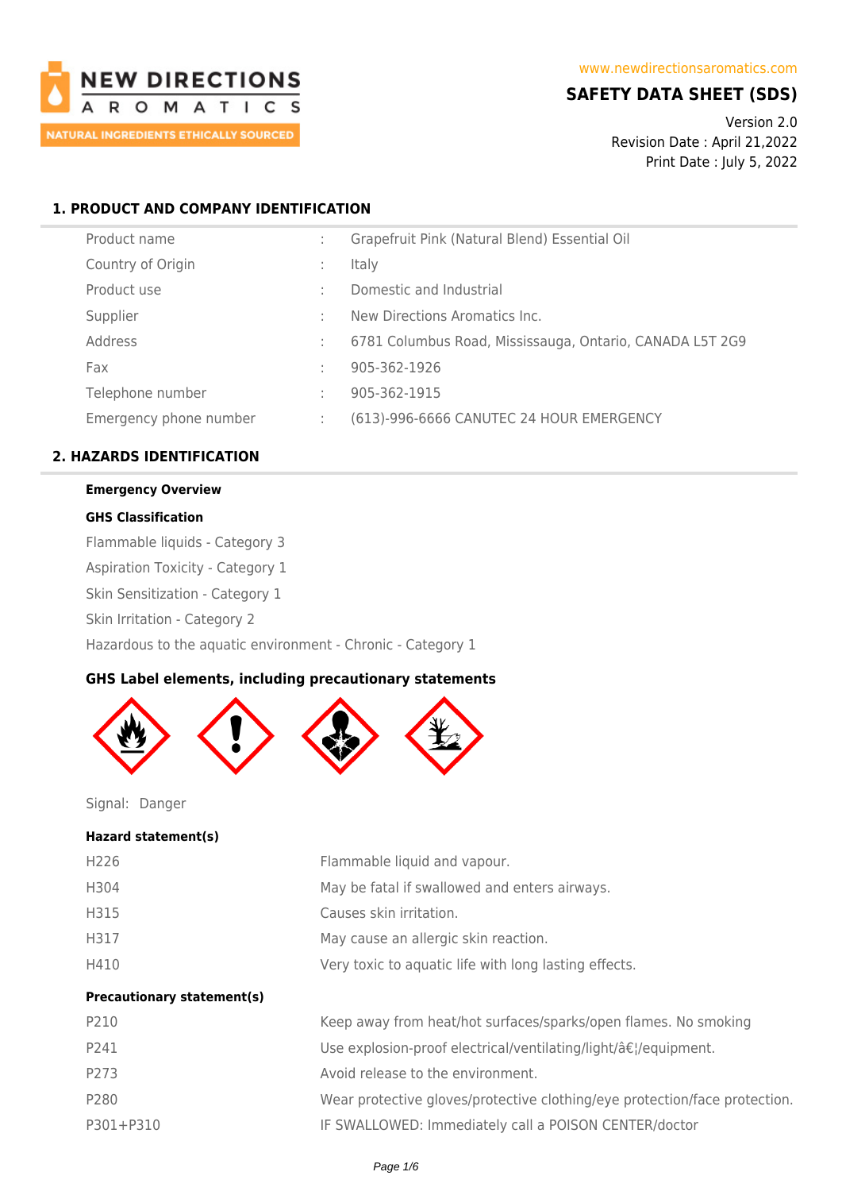NEW DIRECTIONS AROMATICS

NATURAL INGREDIENTS ETHICALLY SOURCED

www.newdirectionsaromatics.com

# SAFETY DATA SHEET (SDS)

Version 2.0
Revision Date : April 21,2022
Print Date : July 5, 2022

## 1. PRODUCT AND COMPANY IDENTIFICATION

| | | |
|---|---|---|
| Product name | : | Grapefruit Pink (Natural Blend) Essential Oil |
| Country of Origin | : | Italy |
| Product use | : | Domestic and Industrial |
| Supplier | : | New Directions Aromatics Inc. |
| Address | : | 6781 Columbus Road, Mississauga, Ontario, CANADA L5T 2G9 |
| Fax | : | 905-362-1926 |
| Telephone number | : | 905-362-1915 |
| Emergency phone number | : | (613)-996-6666 CANUTEC 24 HOUR EMERGENCY |

## 2. HAZARDS IDENTIFICATION

**Emergency Overview**

**GHS Classification**

Flammable liquids - Category 3

Aspiration Toxicity - Category 1

Skin Sensitization - Category 1

Skin Irritation - Category 2

Hazardous to the aquatic environment - Chronic - Category 1

### GHS Label elements, including precautionary statements

Signal: Danger

**Hazard statement(s)**

| | |
|---|---|
| H226 | Flammable liquid and vapour. |
| H304 | May be fatal if swallowed and enters airways. |
| H315 | Causes skin irritation. |
| H317 | May cause an allergic skin reaction. |
| H410 | Very toxic to aquatic life with long lasting effects. |

**Precautionary statement(s)**

| | |
|---|---|
| P210 | Keep away from heat/hot surfaces/sparks/open flames. No smoking |
| P241 | Use explosion-proof electrical/ventilating/light/â€¦/equipment. |
| P273 | Avoid release to the environment. |
| P280 | Wear protective gloves/protective clothing/eye protection/face protection. |
| P301+P310 | IF SWALLOWED: Immediately call a POISON CENTER/doctor |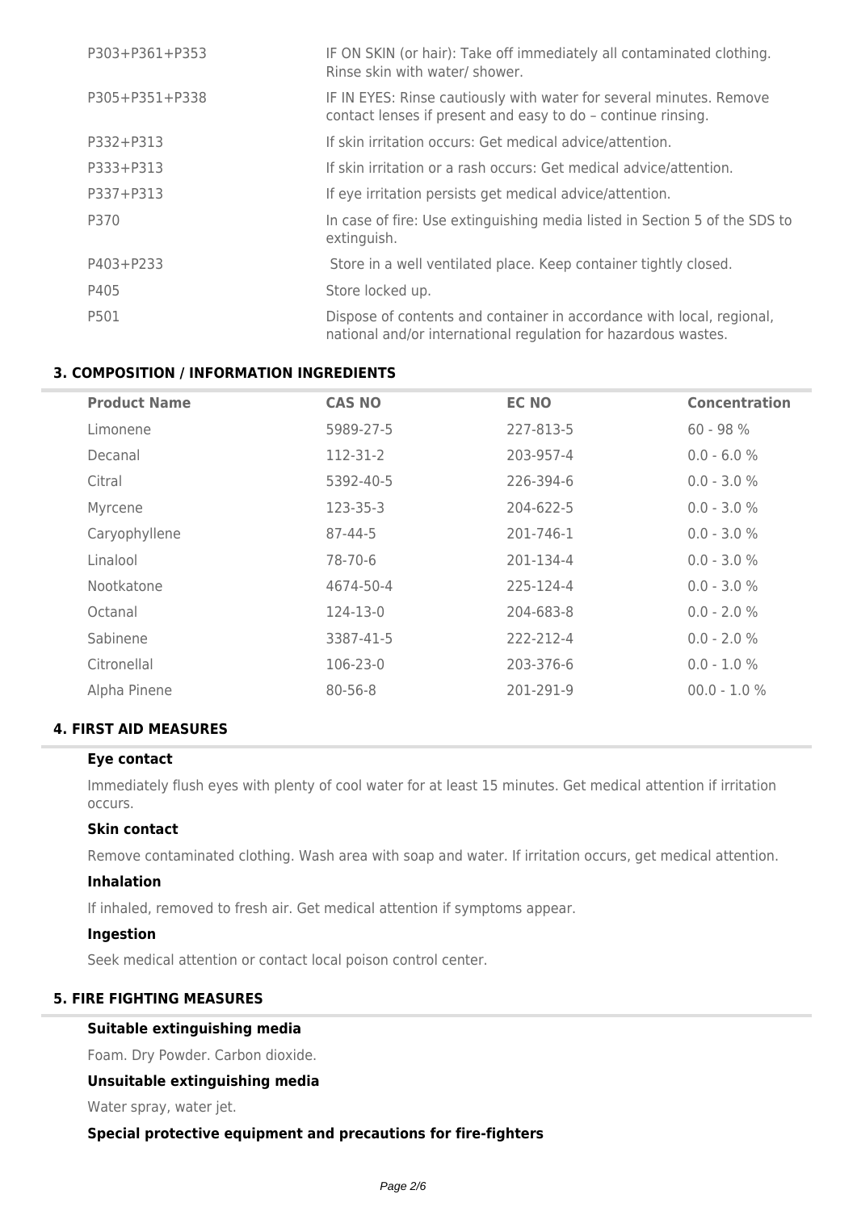| | |
|---|---|
| P303+P361+P353 | IF ON SKIN (or hair): Take off immediately all contaminated clothing. Rinse skin with water/ shower. |
| P305+P351+P338 | IF IN EYES: Rinse cautiously with water for several minutes. Remove contact lenses if present and easy to do – continue rinsing. |
| P332+P313 | If skin irritation occurs: Get medical advice/attention. |
| P333+P313 | If skin irritation or a rash occurs: Get medical advice/attention. |
| P337+P313 | If eye irritation persists get medical advice/attention. |
| P370 | In case of fire: Use extinguishing media listed in Section 5 of the SDS to extinguish. |
| P403+P233 | Store in a well ventilated place. Keep container tightly closed. |
| P405 | Store locked up. |
| P501 | Dispose of contents and container in accordance with local, regional, national and/or international regulation for hazardous wastes. |

## 3. COMPOSITION / INFORMATION INGREDIENTS

| Product Name | CAS NO | EC NO | Concentration |
|---|---|---|---|
| Limonene | 5989-27-5 | 227-813-5 | 60 - 98 % |
| Decanal | 112-31-2 | 203-957-4 | 0.0 - 6.0 % |
| Citral | 5392-40-5 | 226-394-6 | 0.0 - 3.0 % |
| Myrcene | 123-35-3 | 204-622-5 | 0.0 - 3.0 % |
| Caryophyllene | 87-44-5 | 201-746-1 | 0.0 - 3.0 % |
| Linalool | 78-70-6 | 201-134-4 | 0.0 - 3.0 % |
| Nootkatone | 4674-50-4 | 225-124-4 | 0.0 - 3.0 % |
| Octanal | 124-13-0 | 204-683-8 | 0.0 - 2.0 % |
| Sabinene | 3387-41-5 | 222-212-4 | 0.0 - 2.0 % |
| Citronellal | 106-23-0 | 203-376-6 | 0.0 - 1.0 % |
| Alpha Pinene | 80-56-8 | 201-291-9 | 00.0 - 1.0 % |

## 4. FIRST AID MEASURES

### Eye contact

Immediately flush eyes with plenty of cool water for at least 15 minutes. Get medical attention if irritation occurs.

### Skin contact

Remove contaminated clothing. Wash area with soap and water. If irritation occurs, get medical attention.

### Inhalation

If inhaled, removed to fresh air. Get medical attention if symptoms appear.

### Ingestion

Seek medical attention or contact local poison control center.

## 5. FIRE FIGHTING MEASURES

### Suitable extinguishing media

Foam. Dry Powder. Carbon dioxide.

### Unsuitable extinguishing media

Water spray, water jet.

### Special protective equipment and precautions for fire-fighters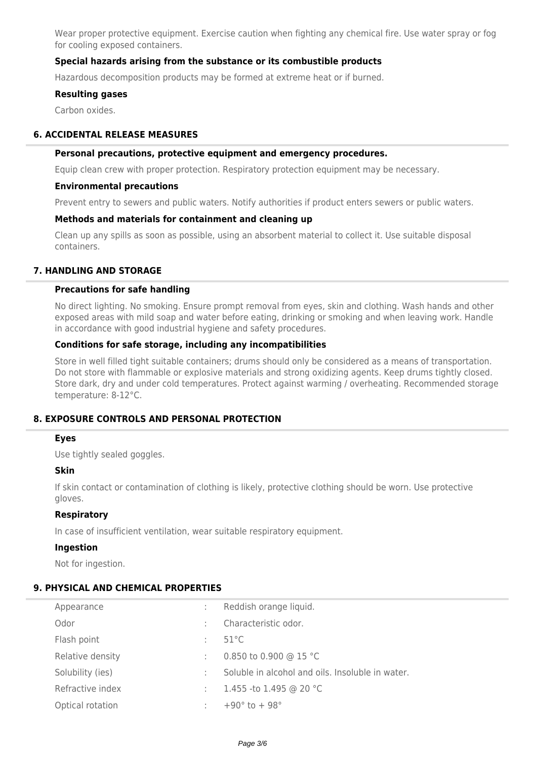Wear proper protective equipment. Exercise caution when fighting any chemical fire. Use water spray or fog for cooling exposed containers.

### Special hazards arising from the substance or its combustible products

Hazardous decomposition products may be formed at extreme heat or if burned.

### Resulting gases

Carbon oxides.

## 6. ACCIDENTAL RELEASE MEASURES

### Personal precautions, protective equipment and emergency procedures.

Equip clean crew with proper protection. Respiratory protection equipment may be necessary.

### Environmental precautions

Prevent entry to sewers and public waters. Notify authorities if product enters sewers or public waters.

### Methods and materials for containment and cleaning up

Clean up any spills as soon as possible, using an absorbent material to collect it. Use suitable disposal containers.

## 7. HANDLING AND STORAGE

### Precautions for safe handling

No direct lighting. No smoking. Ensure prompt removal from eyes, skin and clothing. Wash hands and other exposed areas with mild soap and water before eating, drinking or smoking and when leaving work. Handle in accordance with good industrial hygiene and safety procedures.

### Conditions for safe storage, including any incompatibilities

Store in well filled tight suitable containers; drums should only be considered as a means of transportation. Do not store with flammable or explosive materials and strong oxidizing agents. Keep drums tightly closed. Store dark, dry and under cold temperatures. Protect against warming / overheating. Recommended storage temperature: 8-12°C.

## 8. EXPOSURE CONTROLS AND PERSONAL PROTECTION

### Eyes

Use tightly sealed goggles.

### Skin

If skin contact or contamination of clothing is likely, protective clothing should be worn. Use protective gloves.

### Respiratory

In case of insufficient ventilation, wear suitable respiratory equipment.

### Ingestion

Not for ingestion.

## 9. PHYSICAL AND CHEMICAL PROPERTIES

| | | |
|---|---|---|
| Appearance | : | Reddish orange liquid. |
| Odor | : | Characteristic odor. |
| Flash point | : | 51°C |
| Relative density | : | 0.850 to 0.900 @ 15 °C |
| Solubility (ies) | : | Soluble in alcohol and oils. Insoluble in water. |
| Refractive index | : | 1.455 -to 1.495 @ 20 °C |
| Optical rotation | : | +90° to + 98° |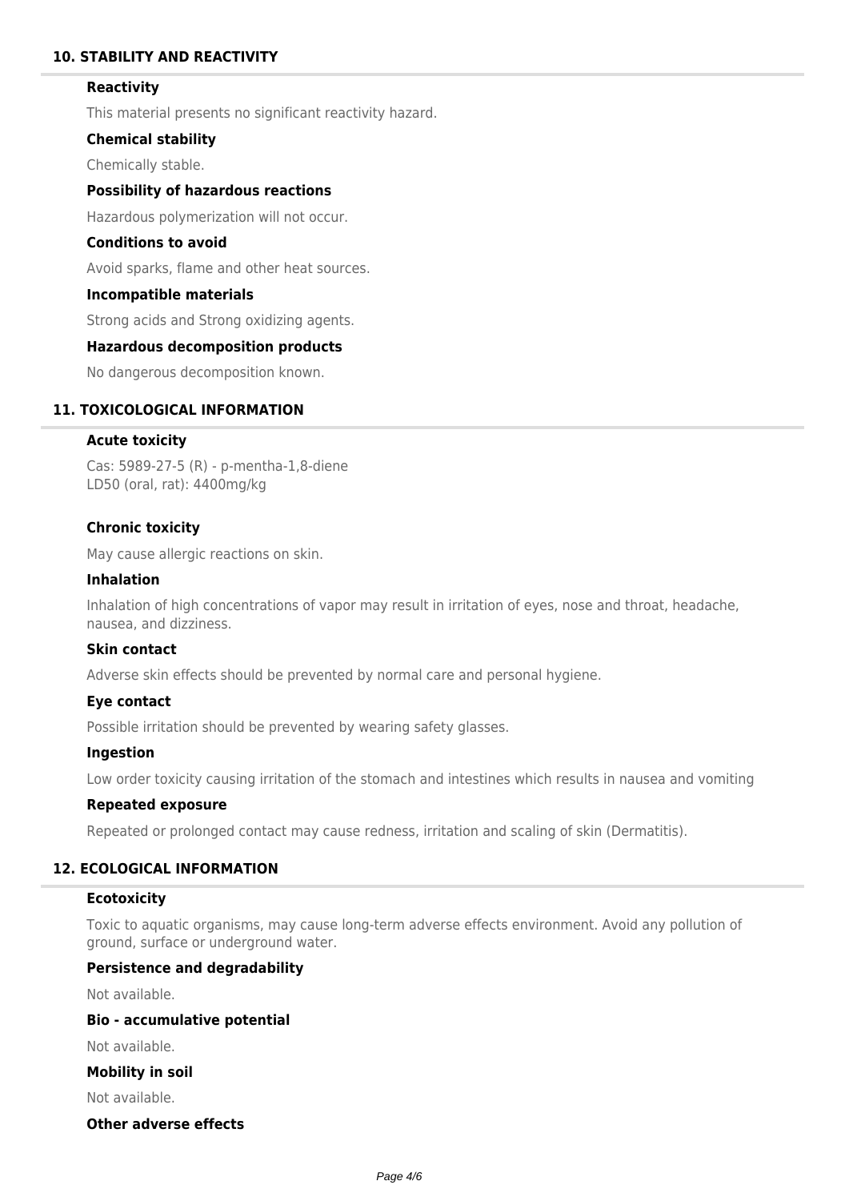## 10. STABILITY AND REACTIVITY

### Reactivity

This material presents no significant reactivity hazard.

### Chemical stability

Chemically stable.

### Possibility of hazardous reactions

Hazardous polymerization will not occur.

### Conditions to avoid

Avoid sparks, flame and other heat sources.

### Incompatible materials

Strong acids and Strong oxidizing agents.

### Hazardous decomposition products

No dangerous decomposition known.

## 11. TOXICOLOGICAL INFORMATION

### Acute toxicity

Cas: 5989-27-5 (R) - p-mentha-1,8-diene
LD50 (oral, rat): 4400mg/kg

### Chronic toxicity

May cause allergic reactions on skin.

### Inhalation

Inhalation of high concentrations of vapor may result in irritation of eyes, nose and throat, headache, nausea, and dizziness.

### Skin contact

Adverse skin effects should be prevented by normal care and personal hygiene.

### Eye contact

Possible irritation should be prevented by wearing safety glasses.

### Ingestion

Low order toxicity causing irritation of the stomach and intestines which results in nausea and vomiting

### Repeated exposure

Repeated or prolonged contact may cause redness, irritation and scaling of skin (Dermatitis).

## 12. ECOLOGICAL INFORMATION

### Ecotoxicity

Toxic to aquatic organisms, may cause long-term adverse effects environment. Avoid any pollution of ground, surface or underground water.

### Persistence and degradability

Not available.

### Bio - accumulative potential

Not available.

### Mobility in soil

Not available.

### Other adverse effects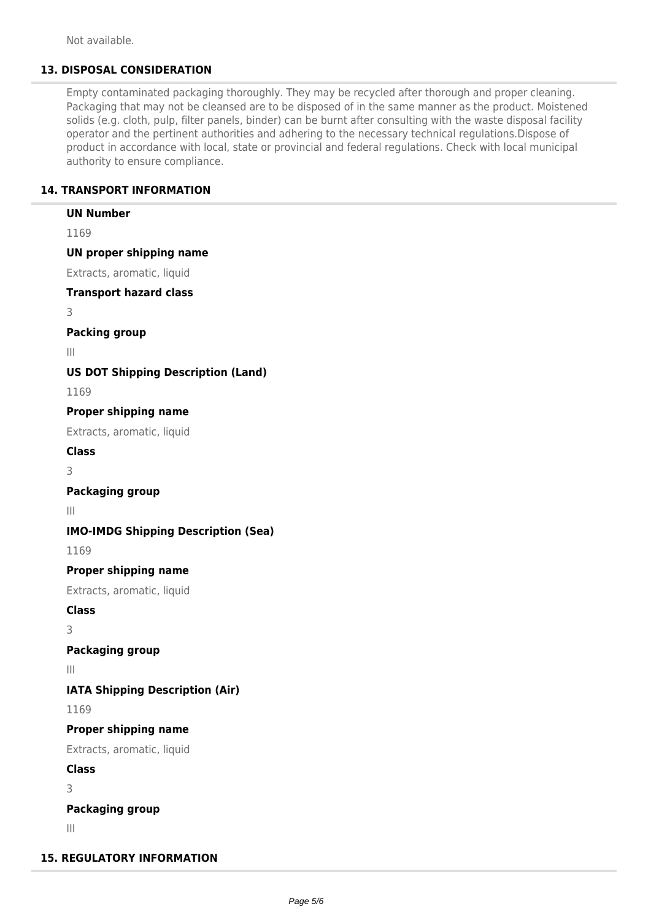Not available.

## 13. DISPOSAL CONSIDERATION

Empty contaminated packaging thoroughly. They may be recycled after thorough and proper cleaning. Packaging that may not be cleansed are to be disposed of in the same manner as the product. Moistened solids (e.g. cloth, pulp, filter panels, binder) can be burnt after consulting with the waste disposal facility operator and the pertinent authorities and adhering to the necessary technical regulations.Dispose of product in accordance with local, state or provincial and federal regulations. Check with local municipal authority to ensure compliance.

## 14. TRANSPORT INFORMATION

**UN Number**

1169

**UN proper shipping name**

Extracts, aromatic, liquid

**Transport hazard class**

3

**Packing group**

III

**US DOT Shipping Description (Land)**

1169

**Proper shipping name**

Extracts, aromatic, liquid

**Class**

3

**Packaging group**

III

**IMO-IMDG Shipping Description (Sea)**

1169

**Proper shipping name**

Extracts, aromatic, liquid

**Class**

3

**Packaging group**

III

**IATA Shipping Description (Air)**

1169

**Proper shipping name**

Extracts, aromatic, liquid

**Class**

3

**Packaging group**

III

## 15. REGULATORY INFORMATION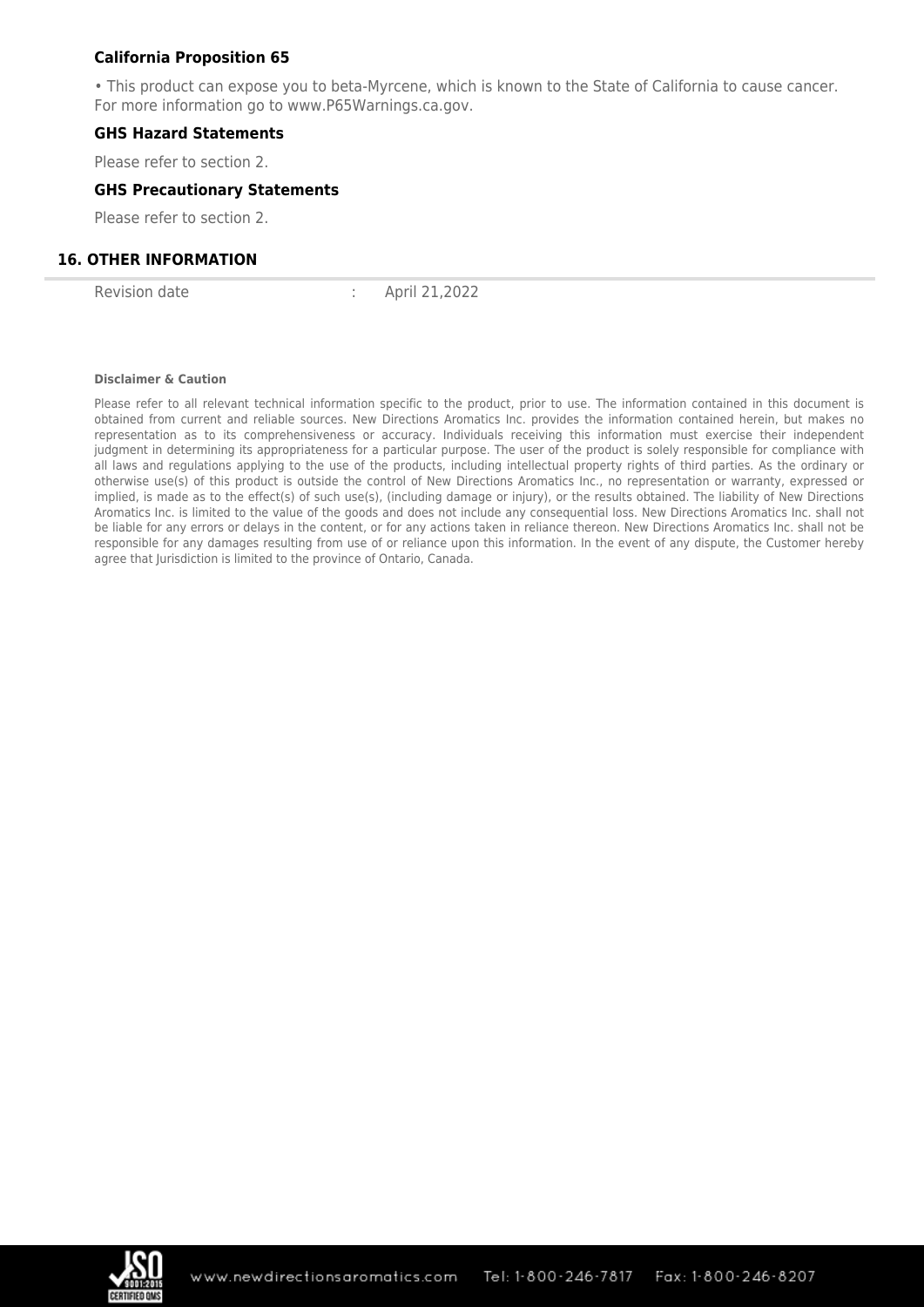### California Proposition 65

• This product can expose you to beta-Myrcene, which is known to the State of California to cause cancer. For more information go to www.P65Warnings.ca.gov.

### GHS Hazard Statements

Please refer to section 2.

### GHS Precautionary Statements

Please refer to section 2.

## 16. OTHER INFORMATION

Revision date : April 21,2022

**Disclaimer & Caution**

Please refer to all relevant technical information specific to the product, prior to use. The information contained in this document is obtained from current and reliable sources. New Directions Aromatics Inc. provides the information contained herein, but makes no representation as to its comprehensiveness or accuracy. Individuals receiving this information must exercise their independent judgment in determining its appropriateness for a particular purpose. The user of the product is solely responsible for compliance with all laws and regulations applying to the use of the products, including intellectual property rights of third parties. As the ordinary or otherwise use(s) of this product is outside the control of New Directions Aromatics Inc., no representation or warranty, expressed or implied, is made as to the effect(s) of such use(s), (including damage or injury), or the results obtained. The liability of New Directions Aromatics Inc. is limited to the value of the goods and does not include any consequential loss. New Directions Aromatics Inc. shall not be liable for any errors or delays in the content, or for any actions taken in reliance thereon. New Directions Aromatics Inc. shall not be responsible for any damages resulting from use of or reliance upon this information. In the event of any dispute, the Customer hereby agree that Jurisdiction is limited to the province of Ontario, Canada.